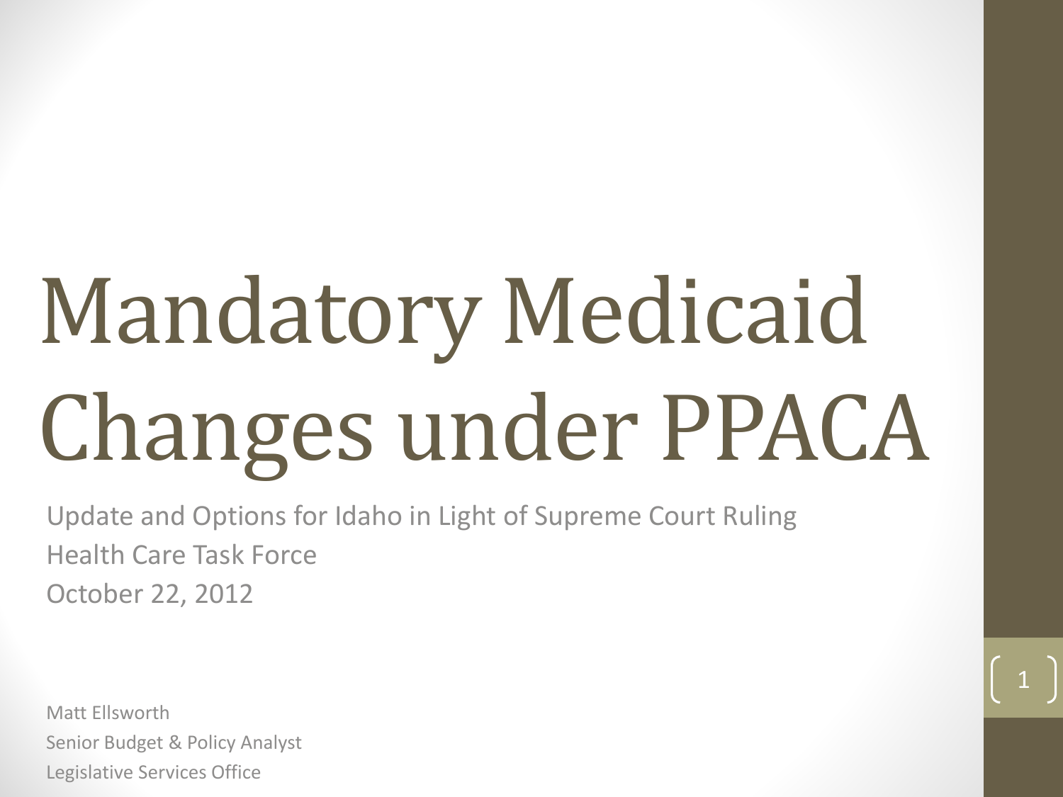# Mandatory Medicaid Changes under PPACA

Update and Options for Idaho in Light of Supreme Court Ruling
Health Care Task Force
October 22, 2012

Matt Ellsworth
Senior Budget & Policy Analyst
Legislative Services Office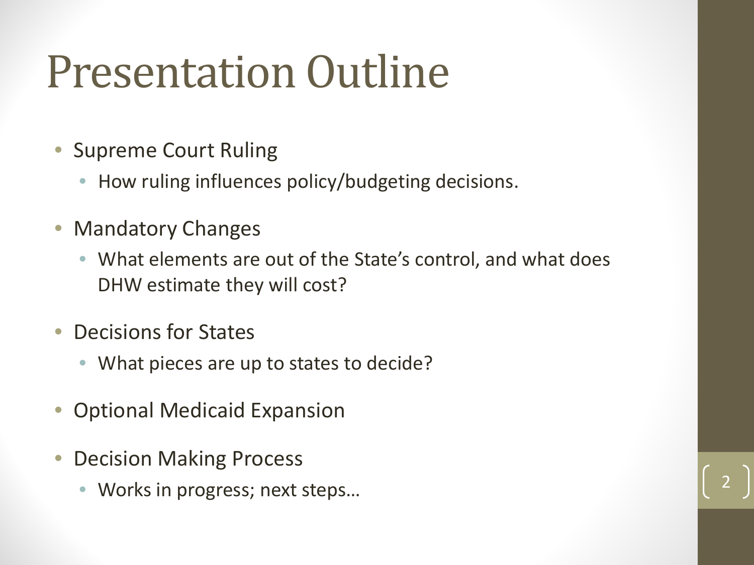# Presentation Outline

- Supreme Court Ruling
  - How ruling influences policy/budgeting decisions.
- Mandatory Changes
  - What elements are out of the State's control, and what does DHW estimate they will cost?
- Decisions for States
  - What pieces are up to states to decide?
- Optional Medicaid Expansion
- Decision Making Process
  - Works in progress; next steps…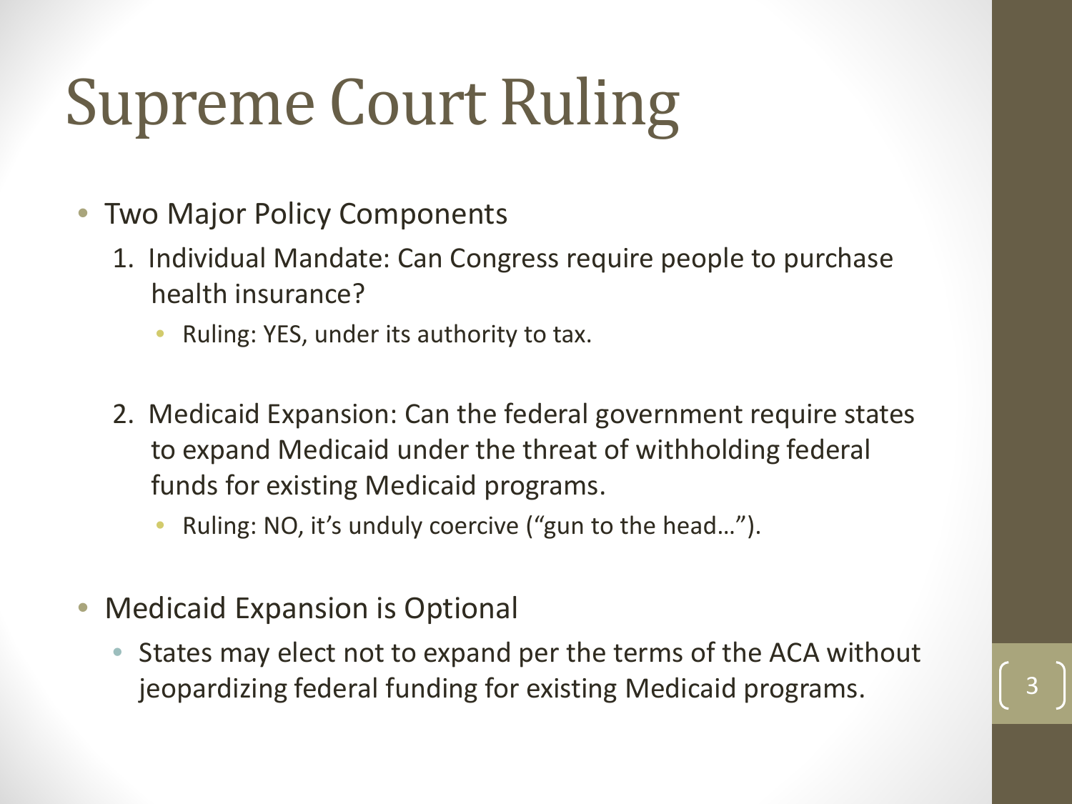# Supreme Court Ruling

- Two Major Policy Components
  1. Individual Mandate: Can Congress require people to purchase health insurance?
     - Ruling: YES, under its authority to tax.
  2. Medicaid Expansion: Can the federal government require states to expand Medicaid under the threat of withholding federal funds for existing Medicaid programs.
     - Ruling: NO, it's unduly coercive ("gun to the head…").
- Medicaid Expansion is Optional
  - States may elect not to expand per the terms of the ACA without jeopardizing federal funding for existing Medicaid programs.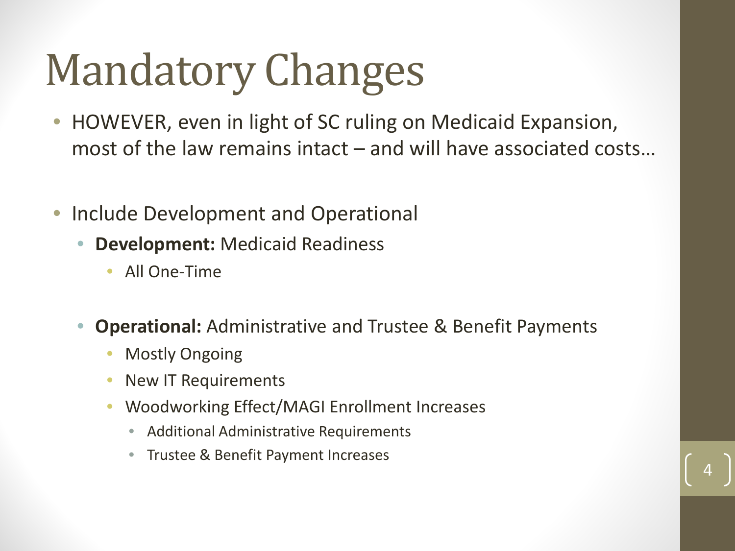# Mandatory Changes

- HOWEVER, even in light of SC ruling on Medicaid Expansion, most of the law remains intact – and will have associated costs…

- Include Development and Operational
  - **Development:** Medicaid Readiness
    - All One-Time
  - **Operational:** Administrative and Trustee & Benefit Payments
    - Mostly Ongoing
    - New IT Requirements
    - Woodworking Effect/MAGI Enrollment Increases
      - Additional Administrative Requirements
      - Trustee & Benefit Payment Increases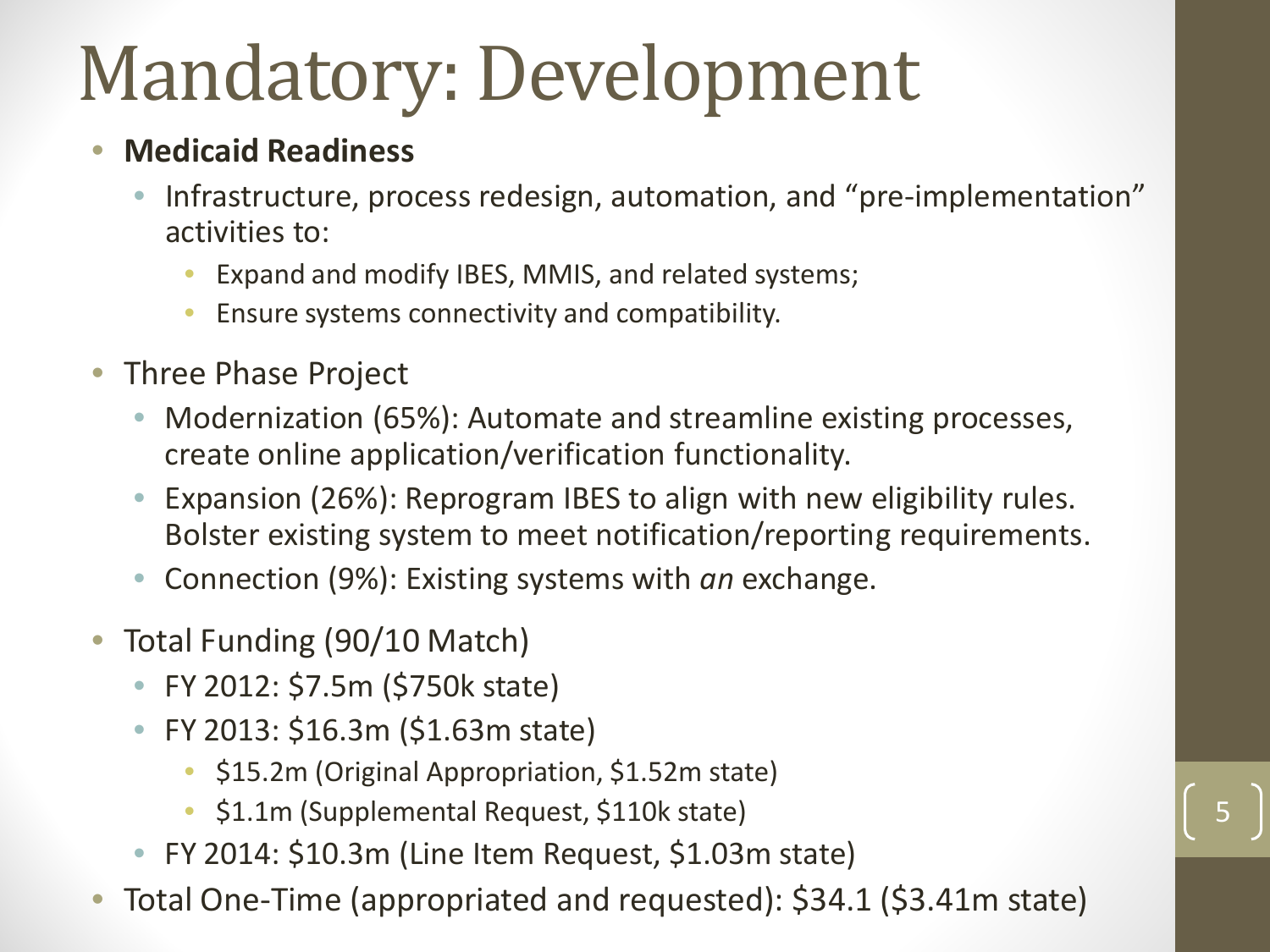# Mandatory: Development

- **Medicaid Readiness**
  - Infrastructure, process redesign, automation, and "pre-implementation" activities to:
    - Expand and modify IBES, MMIS, and related systems;
    - Ensure systems connectivity and compatibility.
- Three Phase Project
  - Modernization (65%): Automate and streamline existing processes, create online application/verification functionality.
  - Expansion (26%): Reprogram IBES to align with new eligibility rules. Bolster existing system to meet notification/reporting requirements.
  - Connection (9%): Existing systems with *an* exchange.
- Total Funding (90/10 Match)
  - FY 2012: $7.5m ($750k state)
  - FY 2013: $16.3m ($1.63m state)
    - $15.2m (Original Appropriation, $1.52m state)
    - $1.1m (Supplemental Request, $110k state)
  - FY 2014: $10.3m (Line Item Request, $1.03m state)
- Total One-Time (appropriated and requested): $34.1 ($3.41m state)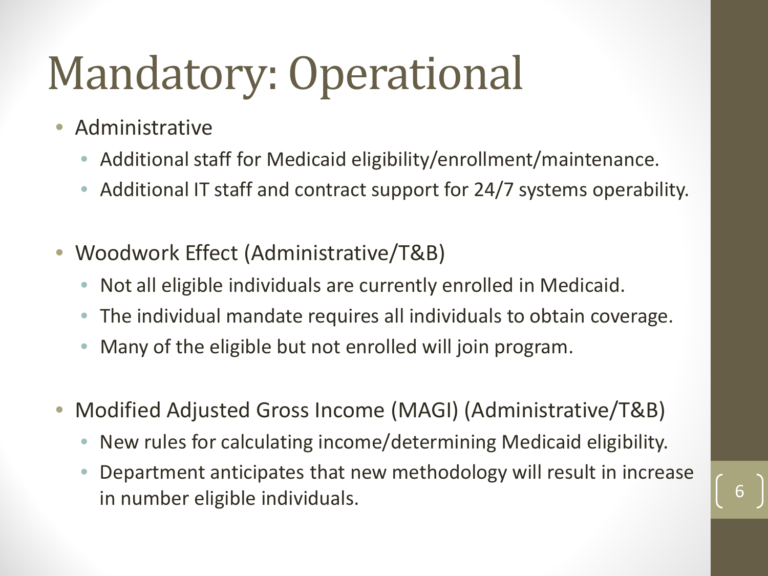# Mandatory: Operational

- Administrative
  - Additional staff for Medicaid eligibility/enrollment/maintenance.
  - Additional IT staff and contract support for 24/7 systems operability.
- Woodwork Effect (Administrative/T&B)
  - Not all eligible individuals are currently enrolled in Medicaid.
  - The individual mandate requires all individuals to obtain coverage.
  - Many of the eligible but not enrolled will join program.
- Modified Adjusted Gross Income (MAGI) (Administrative/T&B)
  - New rules for calculating income/determining Medicaid eligibility.
  - Department anticipates that new methodology will result in increase in number eligible individuals.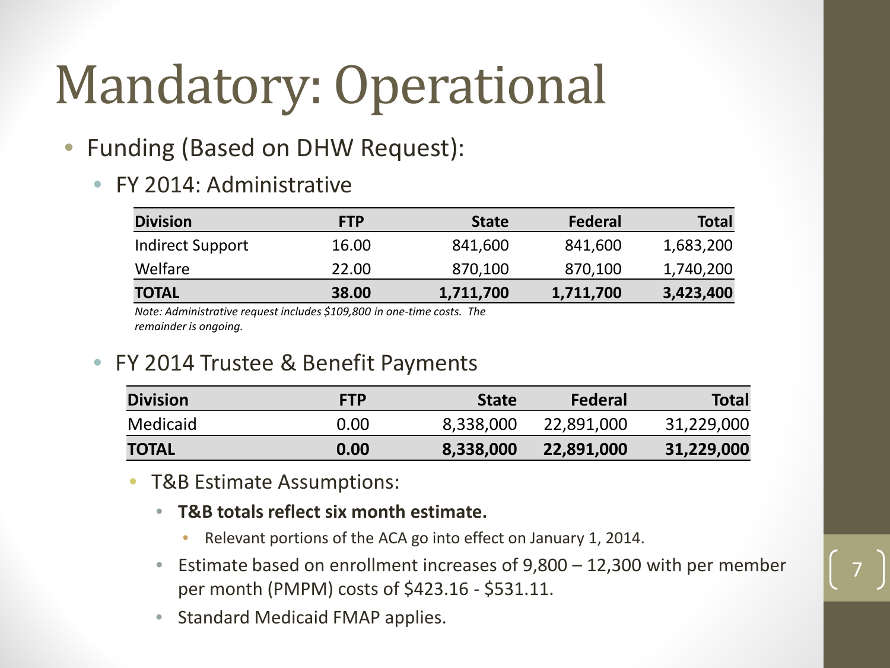# Mandatory: Operational

- Funding (Based on DHW Request):
  - FY 2014: Administrative

| Division | FTP | State | Federal | Total |
|---|---|---|---|---|
| Indirect Support | 16.00 | 841,600 | 841,600 | 1,683,200 |
| Welfare | 22.00 | 870,100 | 870,100 | 1,740,200 |
| **TOTAL** | **38.00** | **1,711,700** | **1,711,700** | **3,423,400** |

*Note: Administrative request includes $109,800 in one-time costs. The remainder is ongoing.*

  - FY 2014 Trustee & Benefit Payments

| Division | FTP | State | Federal | Total |
|---|---|---|---|---|
| Medicaid | 0.00 | 8,338,000 | 22,891,000 | 31,229,000 |
| **TOTAL** | **0.00** | **8,338,000** | **22,891,000** | **31,229,000** |

  - T&B Estimate Assumptions:
    - **T&B totals reflect six month estimate.**
      - Relevant portions of the ACA go into effect on January 1, 2014.
    - Estimate based on enrollment increases of 9,800 – 12,300 with per member per month (PMPM) costs of $423.16 - $531.11.
    - Standard Medicaid FMAP applies.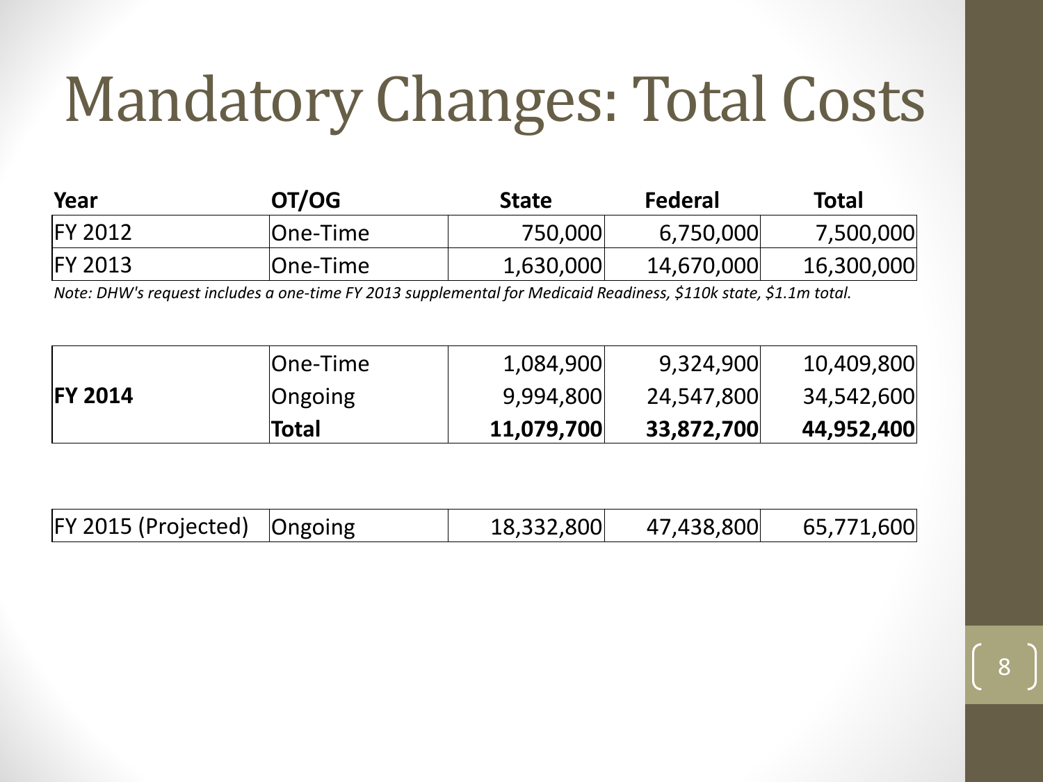# Mandatory Changes: Total Costs

| Year | OT/OG | State | Federal | Total |
|---|---|---|---|---|
| FY 2012 | One-Time | 750,000 | 6,750,000 | 7,500,000 |
| FY 2013 | One-Time | 1,630,000 | 14,670,000 | 16,300,000 |

*Note: DHW's request includes a one-time FY 2013 supplemental for Medicaid Readiness, $110k state, $1.1m total.*

| Year | OT/OG | State | Federal | Total |
|---|---|---|---|---|
| **FY 2014** | One-Time | 1,084,900 | 9,324,900 | 10,409,800 |
| | Ongoing | 9,994,800 | 24,547,800 | 34,542,600 |
| | **Total** | **11,079,700** | **33,872,700** | **44,952,400** |

| Year | OT/OG | State | Federal | Total |
|---|---|---|---|---|
| FY 2015 (Projected) | Ongoing | 18,332,800 | 47,438,800 | 65,771,600 |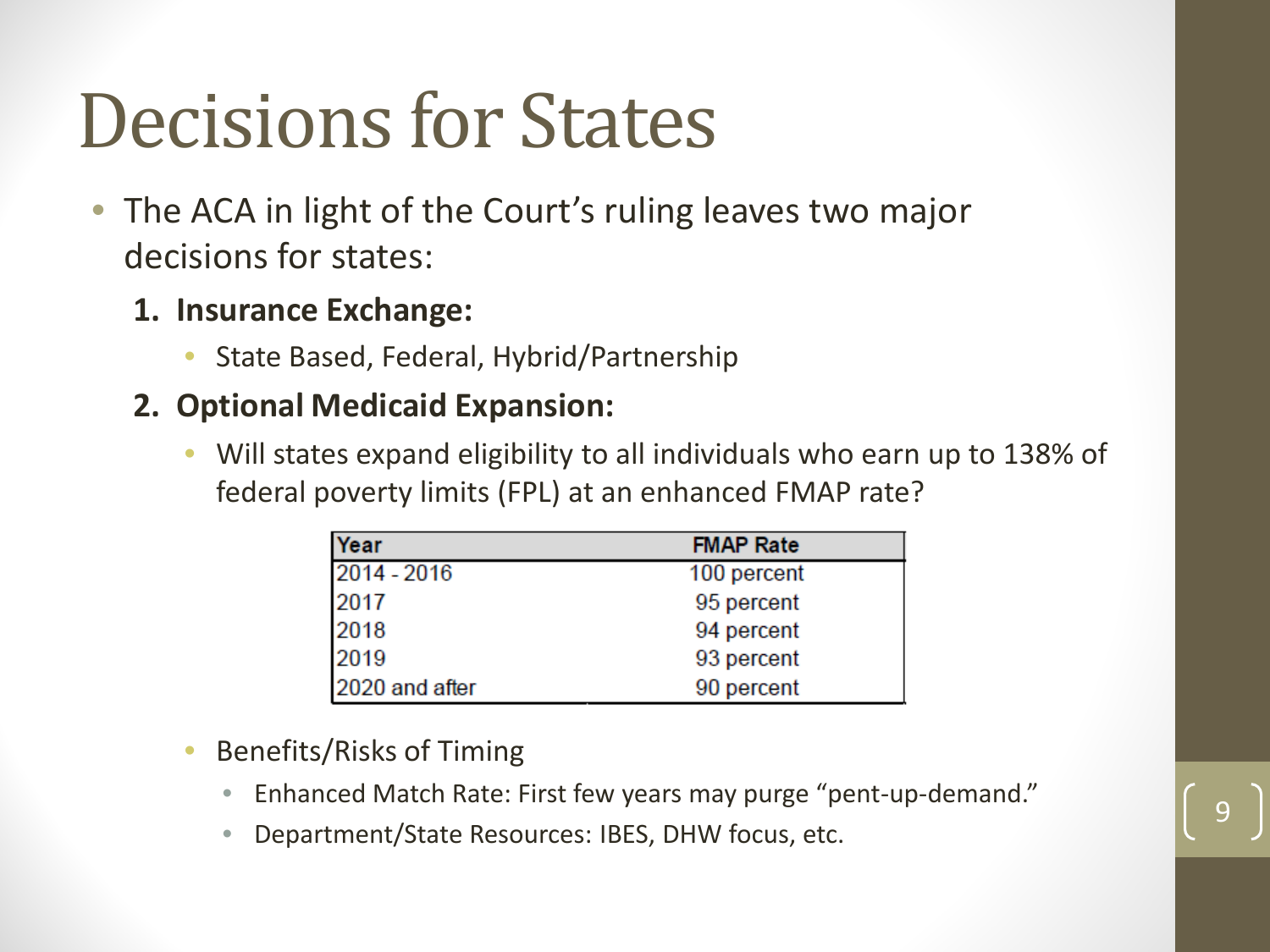# Decisions for States

- The ACA in light of the Court's ruling leaves two major decisions for states:
  1. **Insurance Exchange:**
     - State Based, Federal, Hybrid/Partnership
  2. **Optional Medicaid Expansion:**
     - Will states expand eligibility to all individuals who earn up to 138% of federal poverty limits (FPL) at an enhanced FMAP rate?

| Year | FMAP Rate |
| --- | --- |
| 2014 - 2016 | 100 percent |
| 2017 | 95 percent |
| 2018 | 94 percent |
| 2019 | 93 percent |
| 2020 and after | 90 percent |

- Benefits/Risks of Timing
  - Enhanced Match Rate: First few years may purge "pent-up-demand."
  - Department/State Resources: IBES, DHW focus, etc.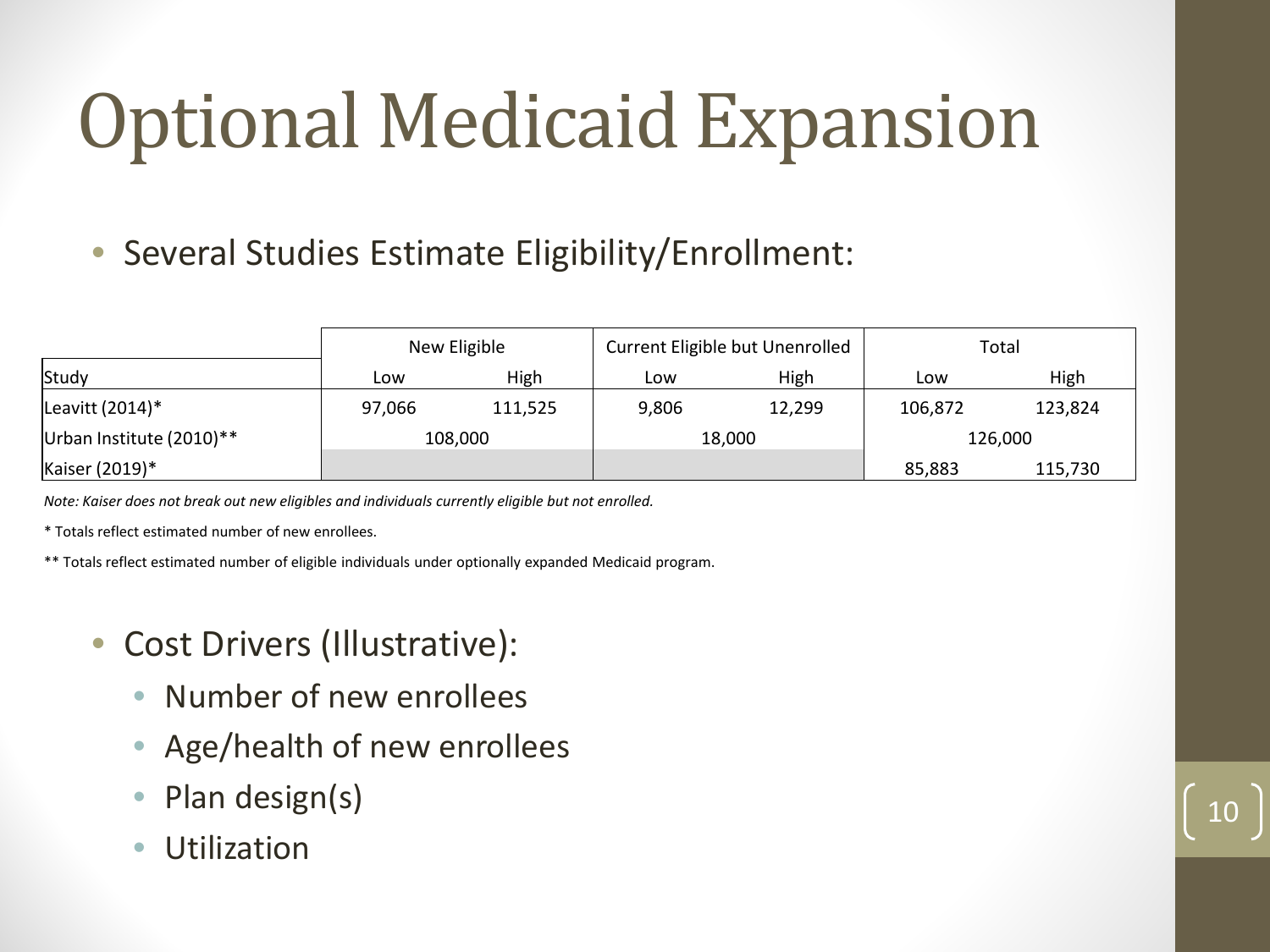# Optional Medicaid Expansion

- Several Studies Estimate Eligibility/Enrollment:

| | New Eligible | | Current Eligible but Unenrolled | | Total | |
|---|---|---|---|---|---|---|
| Study | Low | High | Low | High | Low | High |
| Leavitt (2014)* | 97,066 | 111,525 | 9,806 | 12,299 | 106,872 | 123,824 |
| Urban Institute (2010)** | 108,000 | | 18,000 | | 126,000 | |
| Kaiser (2019)* | | | | | 85,883 | 115,730 |

*Note: Kaiser does not break out new eligibles and individuals currently eligible but not enrolled.*

* Totals reflect estimated number of new enrollees.

** Totals reflect estimated number of eligible individuals under optionally expanded Medicaid program.

- Cost Drivers (Illustrative):
  - Number of new enrollees
  - Age/health of new enrollees
  - Plan design(s)
  - Utilization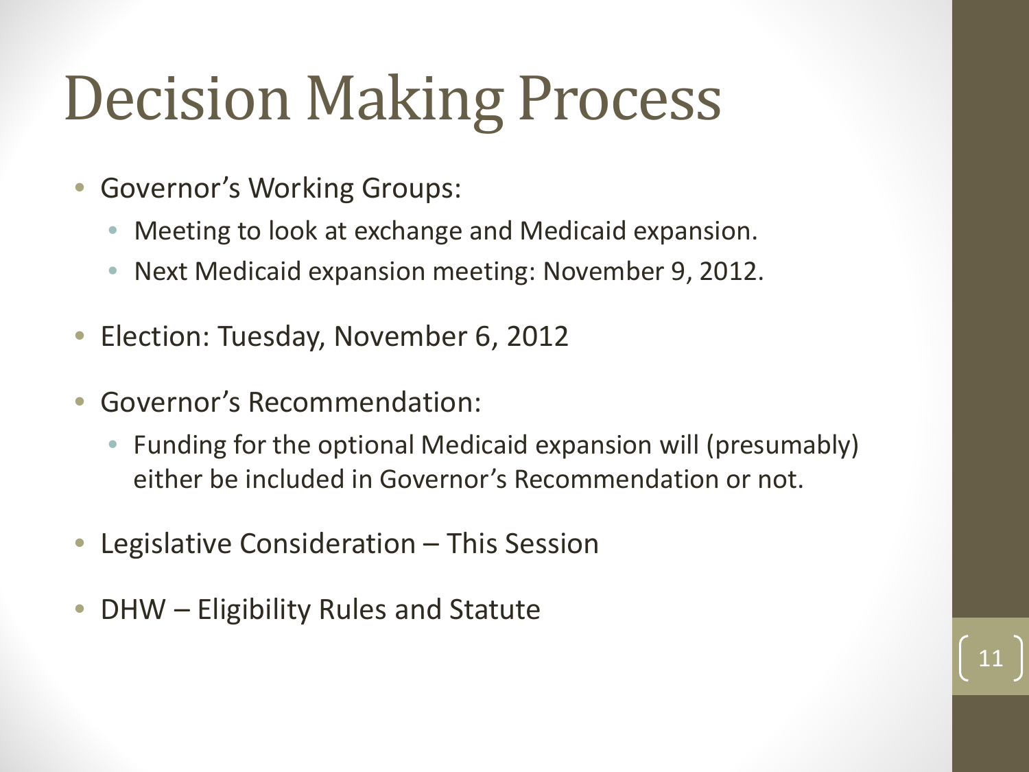# Decision Making Process

- Governor's Working Groups:
  - Meeting to look at exchange and Medicaid expansion.
  - Next Medicaid expansion meeting: November 9, 2012.
- Election: Tuesday, November 6, 2012
- Governor's Recommendation:
  - Funding for the optional Medicaid expansion will (presumably) either be included in Governor's Recommendation or not.
- Legislative Consideration – This Session
- DHW – Eligibility Rules and Statute